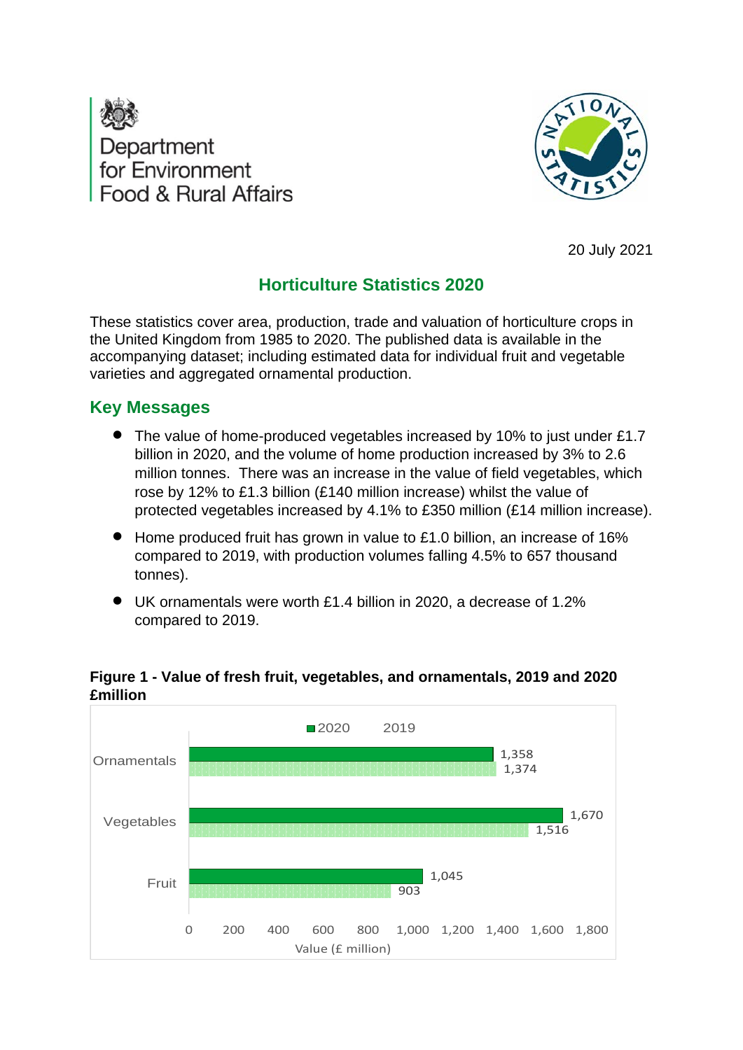Department for Environment Food & Rural Affairs

20 July 2021

# Horticulture Statistics 2020

These statistics cover area, production, trade and valuation of horticulture crops in the United Kingdom from 1985 to 2020. The published data is available in the accompanying dataset; including estimated data for individual fruit and vegetable varieties and aggregated ornamental production.

## Key Messages

- The value of home-produced vegetables increased by 10% to just under £1.7 billion in 2020, and the volume of home production increased by 3% to 2.6 million tonnes. There was an increase in the value of field vegetables, which rose by 12% to £1.3 billion (£140 million increase) whilst the value of protected vegetables increased by 4.1% to £350 million (£14 million increase).
- Home produced fruit has grown in value to £1.0 billion, an increase of 16% compared to 2019, with production volumes falling 4.5% to 657 thousand tonnes).
- UK ornamentals were worth £1.4 billion in 2020, a decrease of 1.2% compared to 2019.

**Figure 1 - Value of fresh fruit, vegetables, and ornamentals, 2019 and 2020 £million**

| | 2020 | 2019 |
|---|---|---|
| Ornamentals | 1,358 | 1,374 |
| Vegetables | 1,670 | 1,516 |
| Fruit | 1,045 | 903 |

Value (£ million)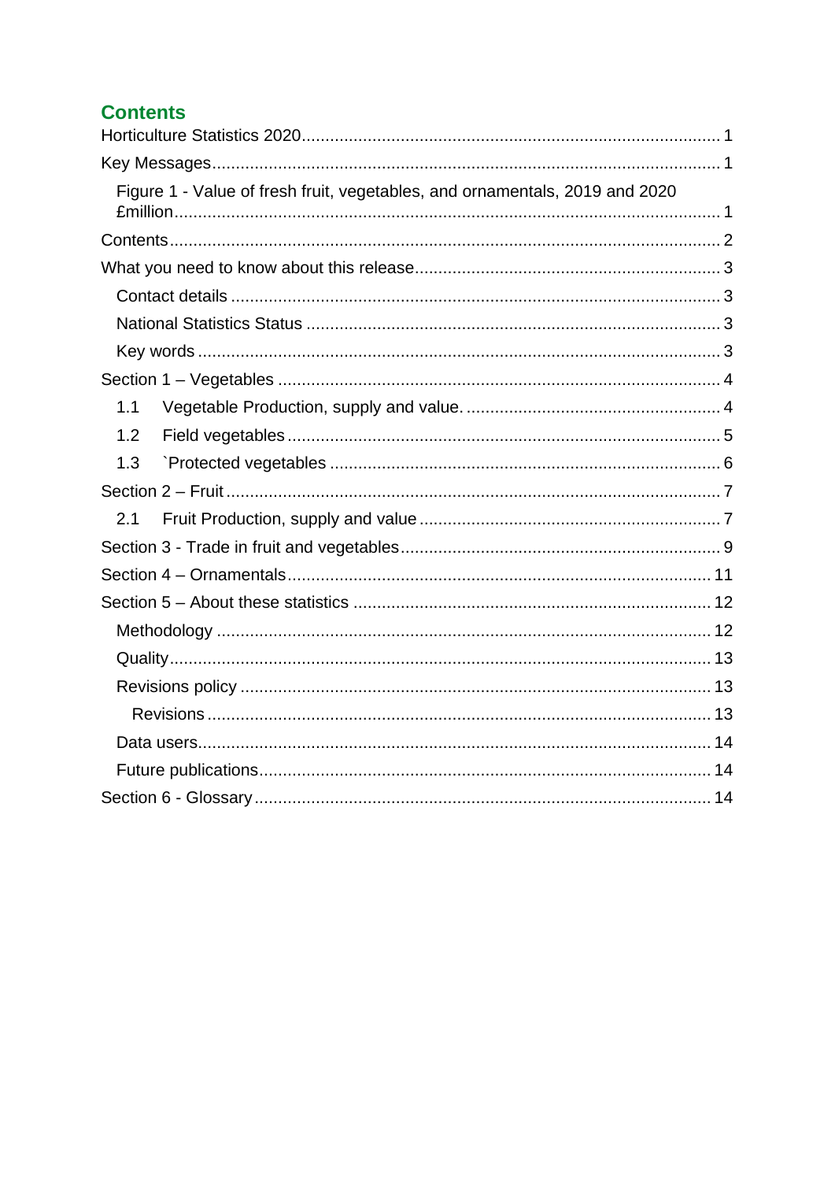# Contents

Horticulture Statistics 2020 ........................................ 1

Key Messages ........................................ 1

- Figure 1 - Value of fresh fruit, vegetables, and ornamentals, 2019 and 2020 £million ........................................ 1

Contents ........................................ 2

What you need to know about this release ........................................ 3

- Contact details ........................................ 3
- National Statistics Status ........................................ 3
- Key words ........................................ 3

Section 1 – Vegetables ........................................ 4

- 1.1 Vegetable Production, supply and value. ........................................ 4
- 1.2 Field vegetables ........................................ 5
- 1.3 `Protected vegetables ........................................ 6

Section 2 – Fruit ........................................ 7

- 2.1 Fruit Production, supply and value ........................................ 7

Section 3 - Trade in fruit and vegetables ........................................ 9

Section 4 – Ornamentals ........................................ 11

Section 5 – About these statistics ........................................ 12

- Methodology ........................................ 12
- Quality ........................................ 13
- Revisions policy ........................................ 13
  - Revisions ........................................ 13
- Data users ........................................ 14
- Future publications ........................................ 14

Section 6 - Glossary ........................................ 14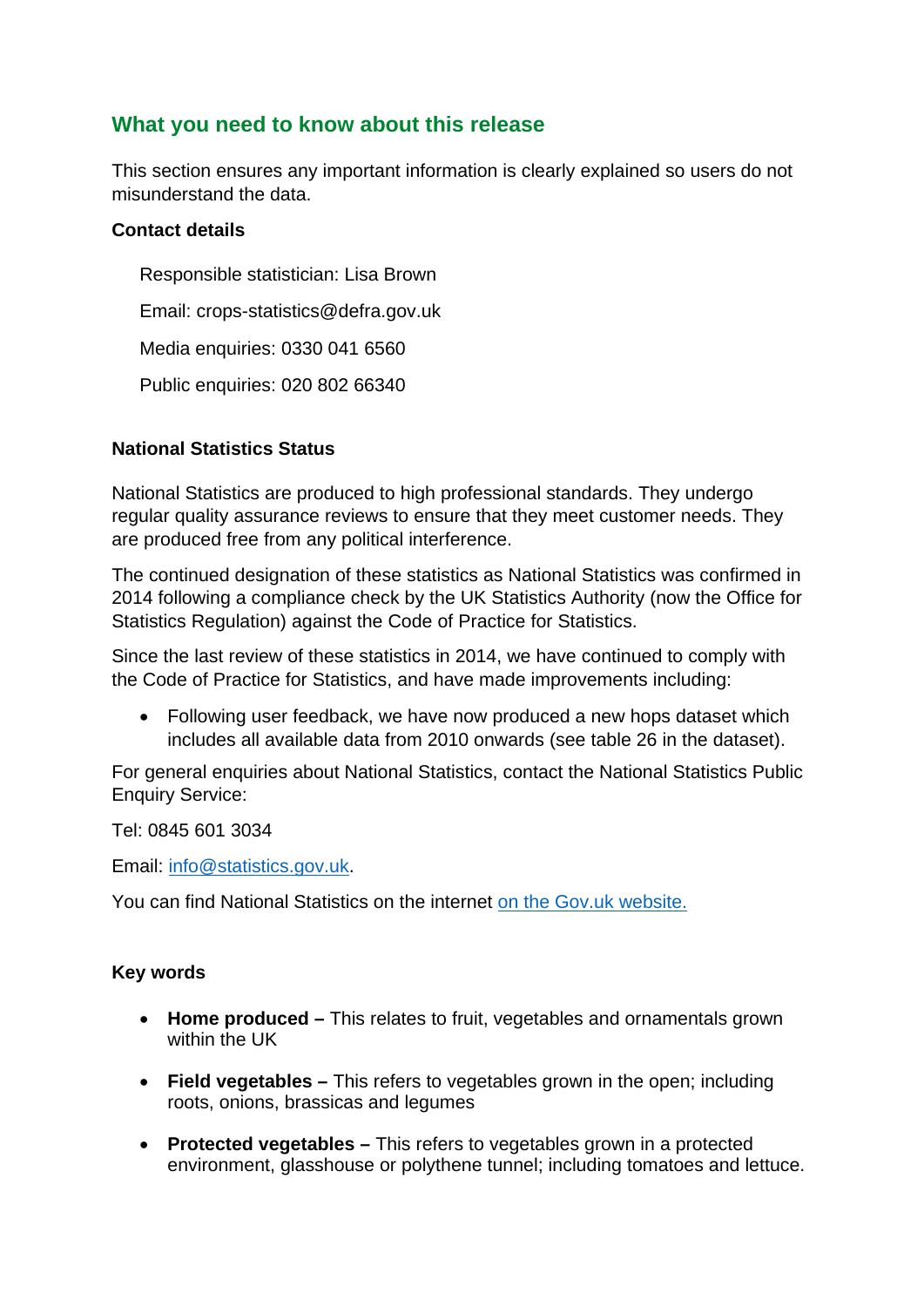## What you need to know about this release

This section ensures any important information is clearly explained so users do not misunderstand the data.

**Contact details**

Responsible statistician: Lisa Brown

Email: crops-statistics@defra.gov.uk

Media enquiries: 0330 041 6560

Public enquiries: 020 802 66340

**National Statistics Status**

National Statistics are produced to high professional standards. They undergo regular quality assurance reviews to ensure that they meet customer needs. They are produced free from any political interference.

The continued designation of these statistics as National Statistics was confirmed in 2014 following a compliance check by the UK Statistics Authority (now the Office for Statistics Regulation) against the Code of Practice for Statistics.

Since the last review of these statistics in 2014, we have continued to comply with the Code of Practice for Statistics, and have made improvements including:

- Following user feedback, we have now produced a new hops dataset which includes all available data from 2010 onwards (see table 26 in the dataset).

For general enquiries about National Statistics, contact the National Statistics Public Enquiry Service:

Tel: 0845 601 3034

Email: [info@statistics.gov.uk](mailto:info@statistics.gov.uk).

You can find National Statistics on the internet [on the Gov.uk website.](https://www.gov.uk)

**Key words**

- **Home produced –** This relates to fruit, vegetables and ornamentals grown within the UK
- **Field vegetables –** This refers to vegetables grown in the open; including roots, onions, brassicas and legumes
- **Protected vegetables –** This refers to vegetables grown in a protected environment, glasshouse or polythene tunnel; including tomatoes and lettuce.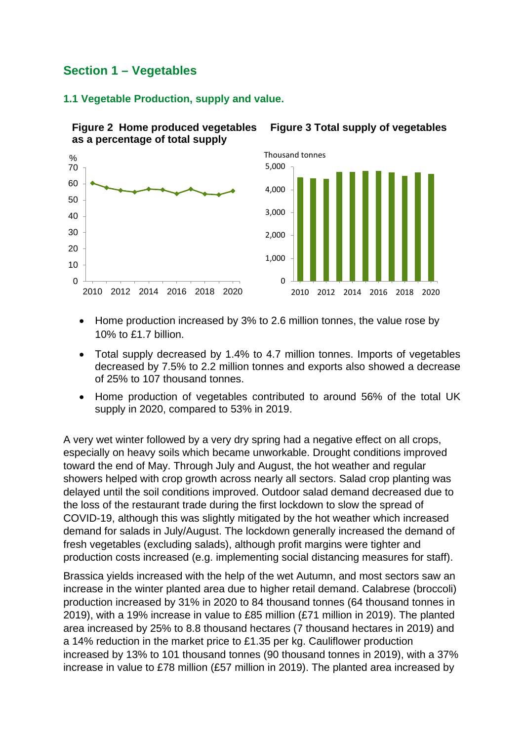# Section 1 – Vegetables

## 1.1 Vegetable Production, supply and value.

**Figure 2 Home produced vegetables as a percentage of total supply**

**Figure 3 Total supply of vegetables**

- Home production increased by 3% to 2.6 million tonnes, the value rose by 10% to £1.7 billion.
- Total supply decreased by 1.4% to 4.7 million tonnes. Imports of vegetables decreased by 7.5% to 2.2 million tonnes and exports also showed a decrease of 25% to 107 thousand tonnes.
- Home production of vegetables contributed to around 56% of the total UK supply in 2020, compared to 53% in 2019.

A very wet winter followed by a very dry spring had a negative effect on all crops, especially on heavy soils which became unworkable. Drought conditions improved toward the end of May. Through July and August, the hot weather and regular showers helped with crop growth across nearly all sectors. Salad crop planting was delayed until the soil conditions improved. Outdoor salad demand decreased due to the loss of the restaurant trade during the first lockdown to slow the spread of COVID-19, although this was slightly mitigated by the hot weather which increased demand for salads in July/August. The lockdown generally increased the demand of fresh vegetables (excluding salads), although profit margins were tighter and production costs increased (e.g. implementing social distancing measures for staff).

Brassica yields increased with the help of the wet Autumn, and most sectors saw an increase in the winter planted area due to higher retail demand. Calabrese (broccoli) production increased by 31% in 2020 to 84 thousand tonnes (64 thousand tonnes in 2019), with a 19% increase in value to £85 million (£71 million in 2019). The planted area increased by 25% to 8.8 thousand hectares (7 thousand hectares in 2019) and a 14% reduction in the market price to £1.35 per kg. Cauliflower production increased by 13% to 101 thousand tonnes (90 thousand tonnes in 2019), with a 37% increase in value to £78 million (£57 million in 2019). The planted area increased by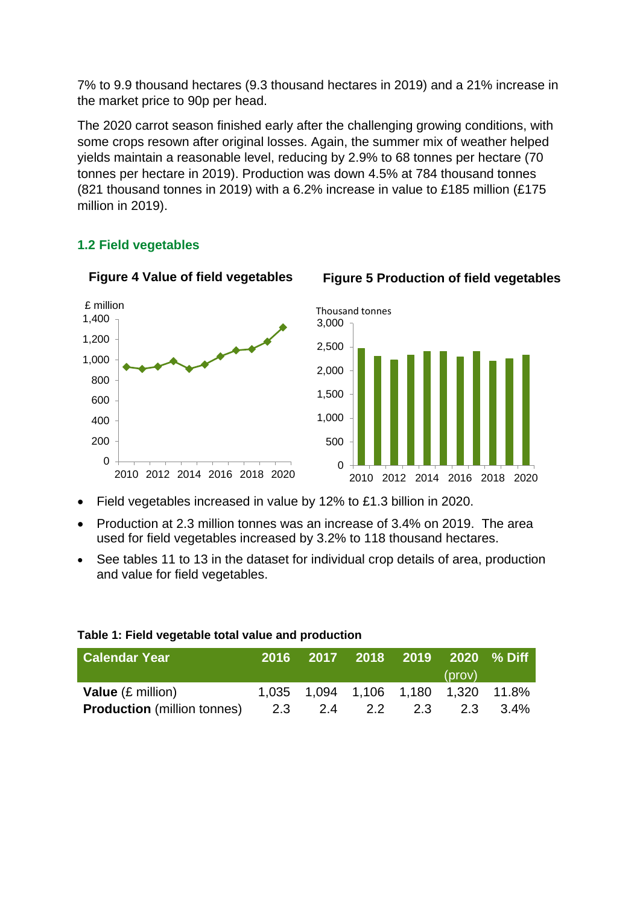7% to 9.9 thousand hectares (9.3 thousand hectares in 2019) and a 21% increase in the market price to 90p per head.

The 2020 carrot season finished early after the challenging growing conditions, with some crops resown after original losses. Again, the summer mix of weather helped yields maintain a reasonable level, reducing by 2.9% to 68 tonnes per hectare (70 tonnes per hectare in 2019). Production was down 4.5% at 784 thousand tonnes (821 thousand tonnes in 2019) with a 6.2% increase in value to £185 million (£175 million in 2019).

### 1.2 Field vegetables

**Figure 4 Value of field vegetables**

**Figure 5 Production of field vegetables**

- Field vegetables increased in value by 12% to £1.3 billion in 2020.
- Production at 2.3 million tonnes was an increase of 3.4% on 2019. The area used for field vegetables increased by 3.2% to 118 thousand hectares.
- See tables 11 to 13 in the dataset for individual crop details of area, production and value for field vegetables.

**Table 1: Field vegetable total value and production**

| Calendar Year | 2016 | 2017 | 2018 | 2019 | 2020 (prov) | % Diff |
|---|---|---|---|---|---|---|
| **Value** (£ million) | 1,035 | 1,094 | 1,106 | 1,180 | 1,320 | 11.8% |
| **Production** (million tonnes) | 2.3 | 2.4 | 2.2 | 2.3 | 2.3 | 3.4% |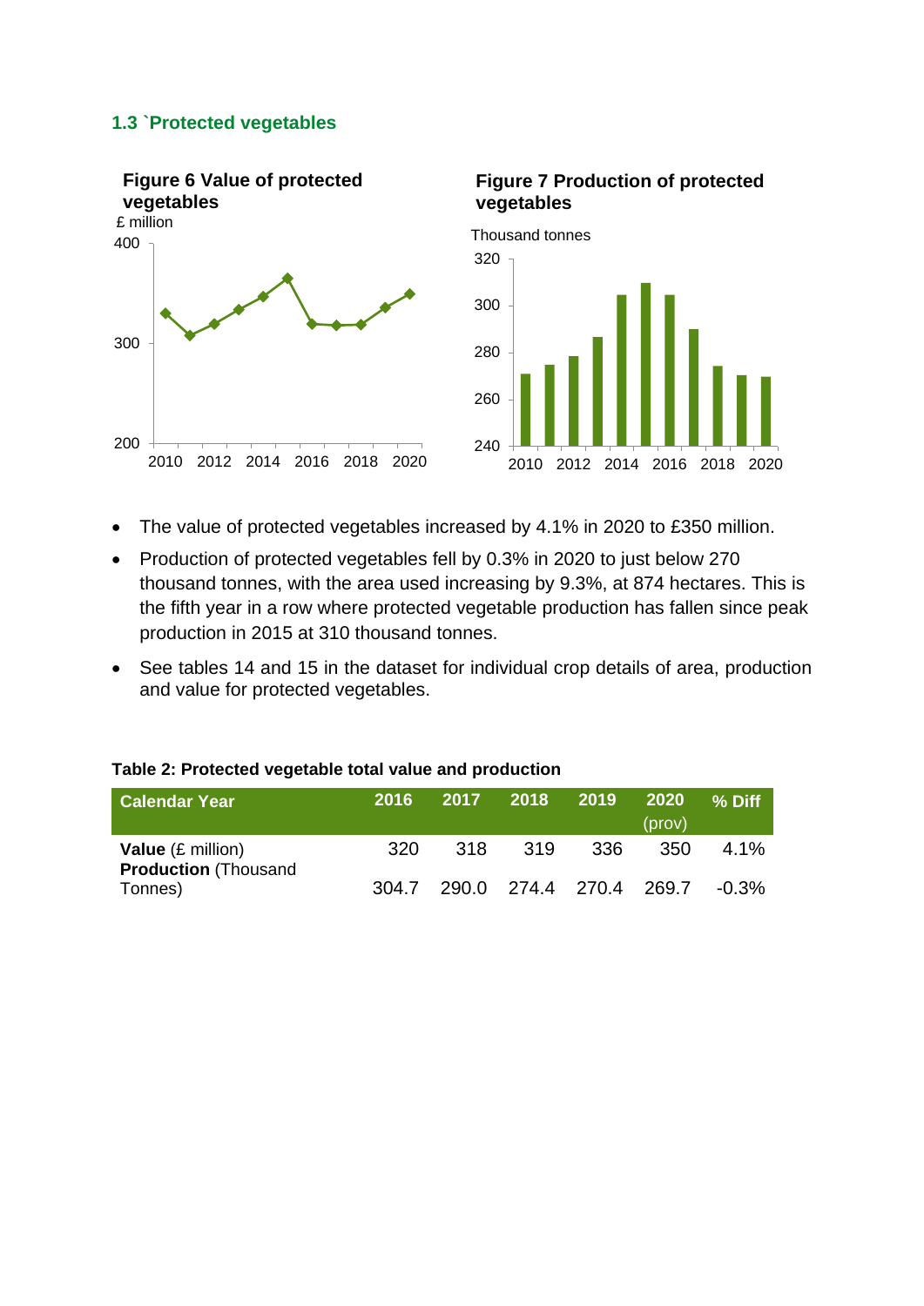### 1.3 `Protected vegetables

**Figure 6 Value of protected vegetables**

**Figure 7 Production of protected vegetables**

- The value of protected vegetables increased by 4.1% in 2020 to £350 million.
- Production of protected vegetables fell by 0.3% in 2020 to just below 270 thousand tonnes, with the area used increasing by 9.3%, at 874 hectares. This is the fifth year in a row where protected vegetable production has fallen since peak production in 2015 at 310 thousand tonnes.
- See tables 14 and 15 in the dataset for individual crop details of area, production and value for protected vegetables.

**Table 2: Protected vegetable total value and production**

| Calendar Year | 2016 | 2017 | 2018 | 2019 | 2020 (prov) | % Diff |
|---|---|---|---|---|---|---|
| **Value** (£ million) | 320 | 318 | 319 | 336 | 350 | 4.1% |
| **Production** (Thousand Tonnes) | 304.7 | 290.0 | 274.4 | 270.4 | 269.7 | -0.3% |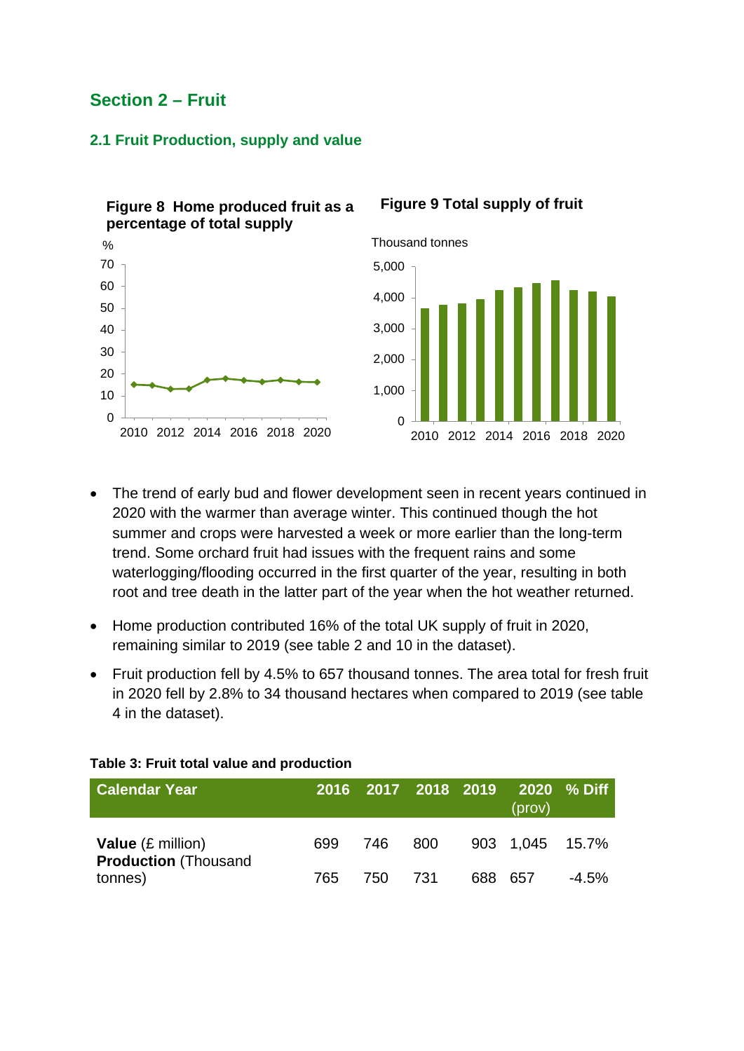## Section 2 – Fruit

### 2.1 Fruit Production, supply and value

**Figure 8 Home produced fruit as a percentage of total supply**

**Figure 9 Total supply of fruit**

- The trend of early bud and flower development seen in recent years continued in 2020 with the warmer than average winter. This continued though the hot summer and crops were harvested a week or more earlier than the long-term trend. Some orchard fruit had issues with the frequent rains and some waterlogging/flooding occurred in the first quarter of the year, resulting in both root and tree death in the latter part of the year when the hot weather returned.
- Home production contributed 16% of the total UK supply of fruit in 2020, remaining similar to 2019 (see table 2 and 10 in the dataset).
- Fruit production fell by 4.5% to 657 thousand tonnes. The area total for fresh fruit in 2020 fell by 2.8% to 34 thousand hectares when compared to 2019 (see table 4 in the dataset).

**Table 3: Fruit total value and production**

| Calendar Year | 2016 | 2017 | 2018 | 2019 | 2020 (prov) | % Diff |
|---|---|---|---|---|---|---|
| **Value** (£ million) | 699 | 746 | 800 | 903 | 1,045 | 15.7% |
| **Production** (Thousand tonnes) | 765 | 750 | 731 | 688 | 657 | -4.5% |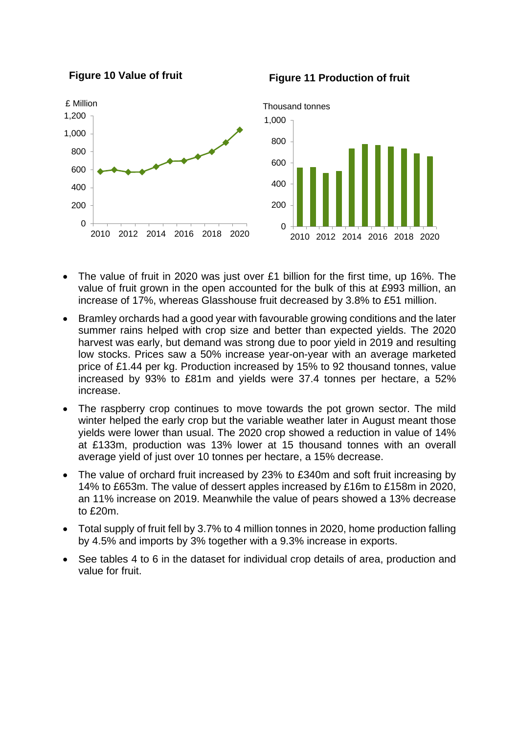**Figure 10 Value of fruit**

**Figure 11 Production of fruit**

- The value of fruit in 2020 was just over £1 billion for the first time, up 16%. The value of fruit grown in the open accounted for the bulk of this at £993 million, an increase of 17%, whereas Glasshouse fruit decreased by 3.8% to £51 million.
- Bramley orchards had a good year with favourable growing conditions and the later summer rains helped with crop size and better than expected yields. The 2020 harvest was early, but demand was strong due to poor yield in 2019 and resulting low stocks. Prices saw a 50% increase year-on-year with an average marketed price of £1.44 per kg. Production increased by 15% to 92 thousand tonnes, value increased by 93% to £81m and yields were 37.4 tonnes per hectare, a 52% increase.
- The raspberry crop continues to move towards the pot grown sector. The mild winter helped the early crop but the variable weather later in August meant those yields were lower than usual. The 2020 crop showed a reduction in value of 14% at £133m, production was 13% lower at 15 thousand tonnes with an overall average yield of just over 10 tonnes per hectare, a 15% decrease.
- The value of orchard fruit increased by 23% to £340m and soft fruit increasing by 14% to £653m. The value of dessert apples increased by £16m to £158m in 2020, an 11% increase on 2019. Meanwhile the value of pears showed a 13% decrease to £20m.
- Total supply of fruit fell by 3.7% to 4 million tonnes in 2020, home production falling by 4.5% and imports by 3% together with a 9.3% increase in exports.
- See tables 4 to 6 in the dataset for individual crop details of area, production and value for fruit.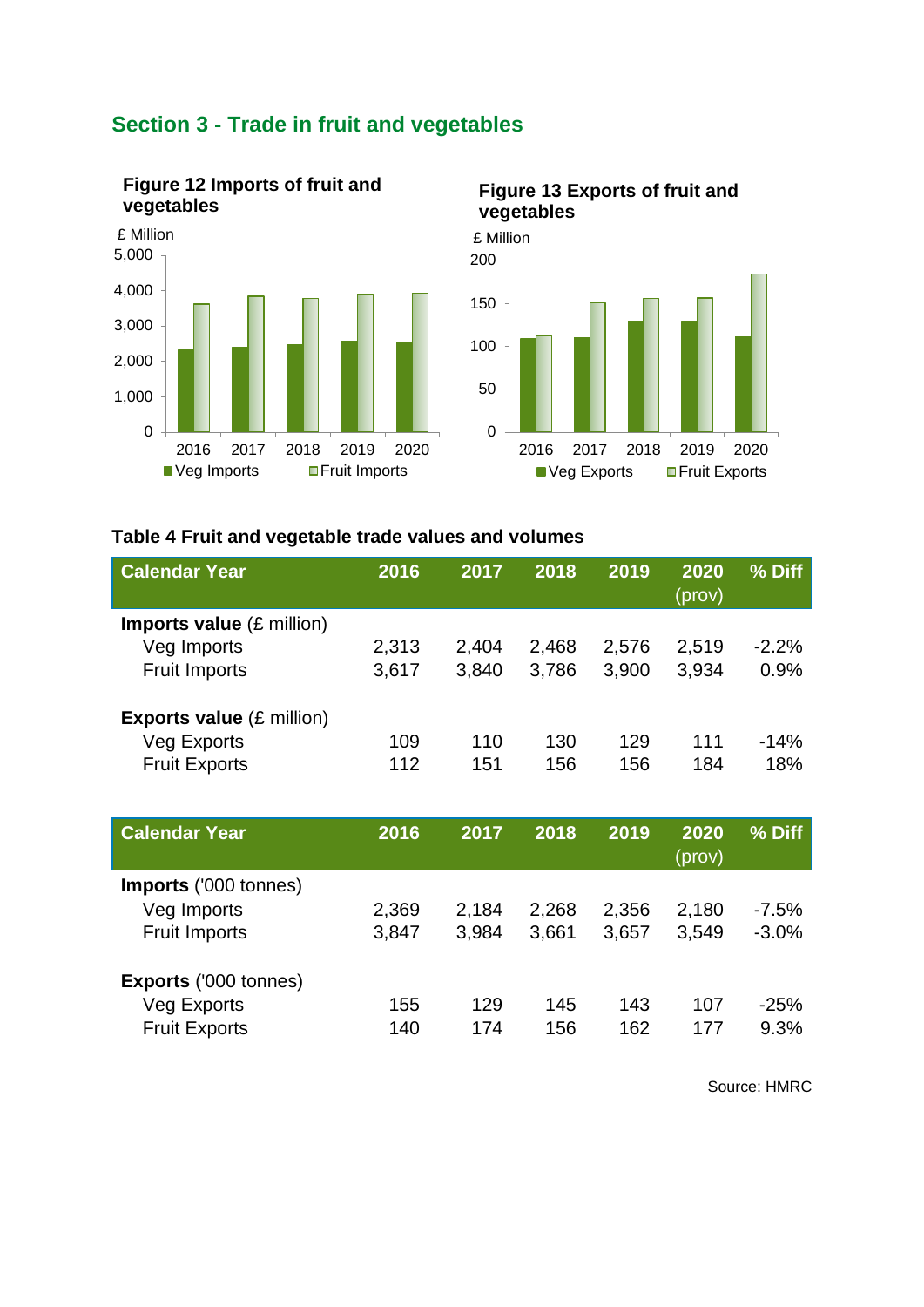## Section 3 - Trade in fruit and vegetables

**Figure 12 Imports of fruit and vegetables**

**Figure 13 Exports of fruit and vegetables**

**Table 4 Fruit and vegetable trade values and volumes**

| Calendar Year | 2016 | 2017 | 2018 | 2019 | 2020 (prov) | % Diff |
|---|---|---|---|---|---|---|
| **Imports value** (£ million) | | | | | | |
| Veg Imports | 2,313 | 2,404 | 2,468 | 2,576 | 2,519 | -2.2% |
| Fruit Imports | 3,617 | 3,840 | 3,786 | 3,900 | 3,934 | 0.9% |
| **Exports value** (£ million) | | | | | | |
| Veg Exports | 109 | 110 | 130 | 129 | 111 | -14% |
| Fruit Exports | 112 | 151 | 156 | 156 | 184 | 18% |

| Calendar Year | 2016 | 2017 | 2018 | 2019 | 2020 (prov) | % Diff |
|---|---|---|---|---|---|---|
| **Imports** ('000 tonnes) | | | | | | |
| Veg Imports | 2,369 | 2,184 | 2,268 | 2,356 | 2,180 | -7.5% |
| Fruit Imports | 3,847 | 3,984 | 3,661 | 3,657 | 3,549 | -3.0% |
| **Exports** ('000 tonnes) | | | | | | |
| Veg Exports | 155 | 129 | 145 | 143 | 107 | -25% |
| Fruit Exports | 140 | 174 | 156 | 162 | 177 | 9.3% |

Source: HMRC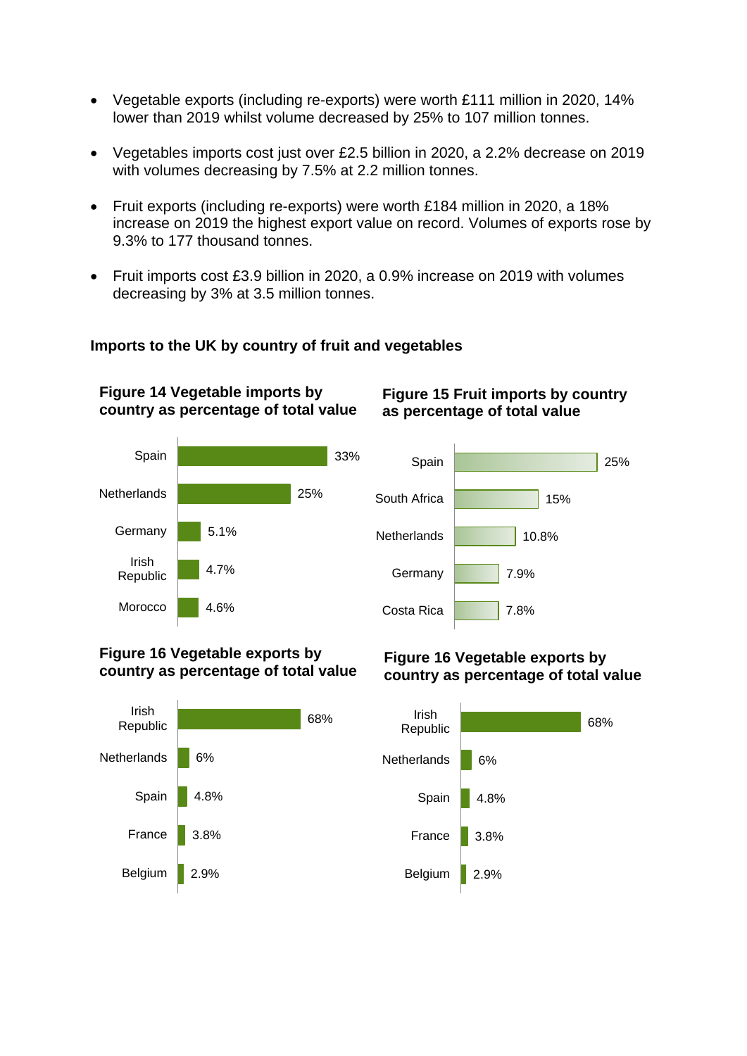- Vegetable exports (including re-exports) were worth £111 million in 2020, 14% lower than 2019 whilst volume decreased by 25% to 107 million tonnes.
- Vegetables imports cost just over £2.5 billion in 2020, a 2.2% decrease on 2019 with volumes decreasing by 7.5% at 2.2 million tonnes.
- Fruit exports (including re-exports) were worth £184 million in 2020, a 18% increase on 2019 the highest export value on record. Volumes of exports rose by 9.3% to 177 thousand tonnes.
- Fruit imports cost £3.9 billion in 2020, a 0.9% increase on 2019 with volumes decreasing by 3% at 3.5 million tonnes.

## Imports to the UK by country of fruit and vegetables

### Figure 14 Vegetable imports by country as percentage of total value

| Country | Percentage |
|---|---|
| Spain | 33% |
| Netherlands | 25% |
| Germany | 5.1% |
| Irish Republic | 4.7% |
| Morocco | 4.6% |

### Figure 15 Fruit imports by country as percentage of total value

| Country | Percentage |
|---|---|
| Spain | 25% |
| South Africa | 15% |
| Netherlands | 10.8% |
| Germany | 7.9% |
| Costa Rica | 7.8% |

### Figure 16 Vegetable exports by country as percentage of total value

| Country | Percentage |
|---|---|
| Irish Republic | 68% |
| Netherlands | 6% |
| Spain | 4.8% |
| France | 3.8% |
| Belgium | 2.9% |

### Figure 16 Vegetable exports by country as percentage of total value

| Country | Percentage |
|---|---|
| Irish Republic | 68% |
| Netherlands | 6% |
| Spain | 4.8% |
| France | 3.8% |
| Belgium | 2.9% |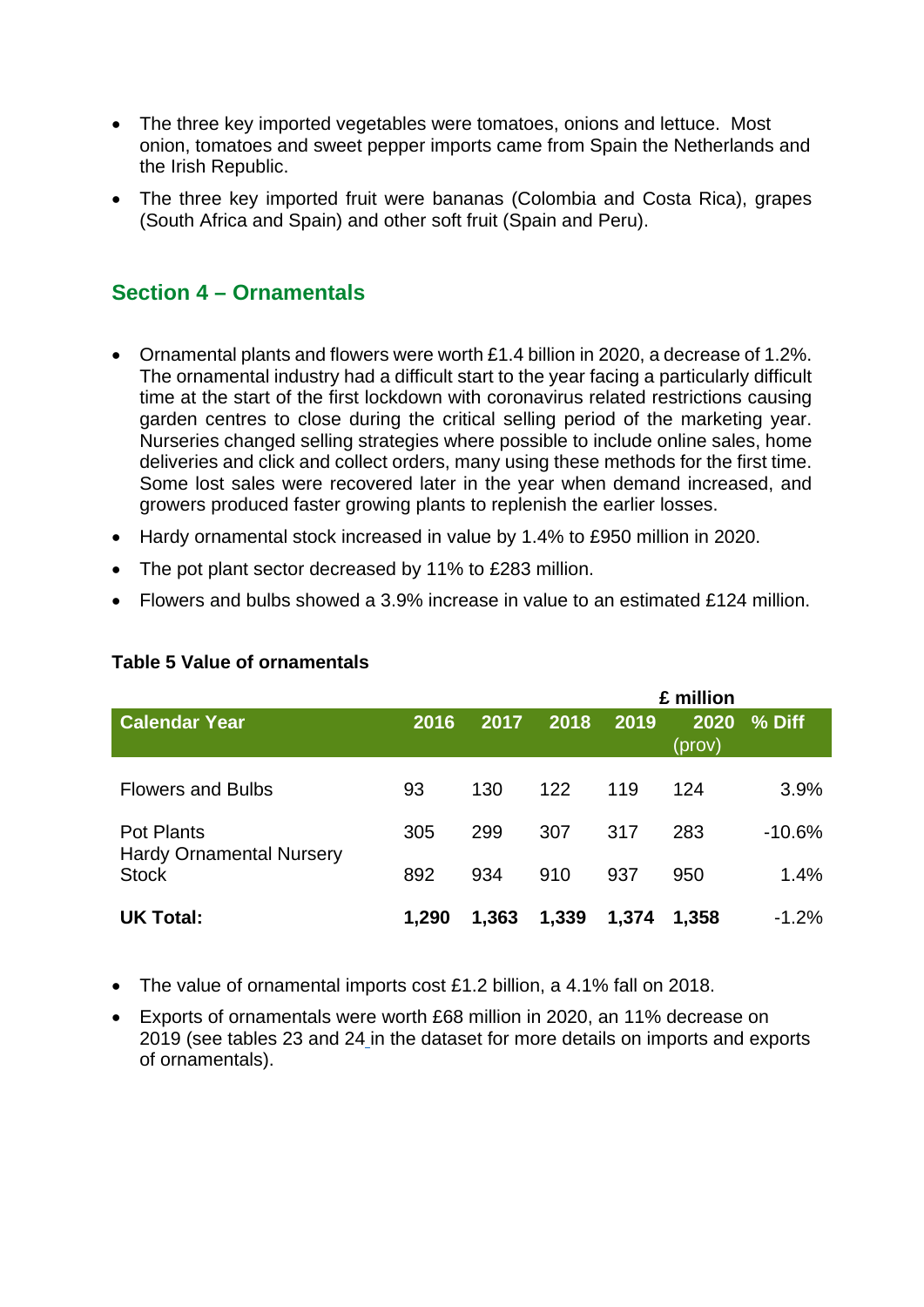- The three key imported vegetables were tomatoes, onions and lettuce.  Most onion, tomatoes and sweet pepper imports came from Spain the Netherlands and the Irish Republic.
- The three key imported fruit were bananas (Colombia and Costa Rica), grapes (South Africa and Spain) and other soft fruit (Spain and Peru).

## Section 4 – Ornamentals

- Ornamental plants and flowers were worth £1.4 billion in 2020, a decrease of 1.2%. The ornamental industry had a difficult start to the year facing a particularly difficult time at the start of the first lockdown with coronavirus related restrictions causing garden centres to close during the critical selling period of the marketing year. Nurseries changed selling strategies where possible to include online sales, home deliveries and click and collect orders, many using these methods for the first time. Some lost sales were recovered later in the year when demand increased, and growers produced faster growing plants to replenish the earlier losses.
- Hardy ornamental stock increased in value by 1.4% to £950 million in 2020.
- The pot plant sector decreased by 11% to £283 million.
- Flowers and bulbs showed a 3.9% increase in value to an estimated £124 million.

**Table 5 Value of ornamentals**

£ million

| Calendar Year | 2016 | 2017 | 2018 | 2019 | 2020 (prov) | % Diff |
|---|---|---|---|---|---|---|
| Flowers and Bulbs | 93 | 130 | 122 | 119 | 124 | 3.9% |
| Pot Plants | 305 | 299 | 307 | 317 | 283 | -10.6% |
| Hardy Ornamental Nursery Stock | 892 | 934 | 910 | 937 | 950 | 1.4% |
| **UK Total:** | **1,290** | **1,363** | **1,339** | **1,374** | **1,358** | -1.2% |

- The value of ornamental imports cost £1.2 billion, a 4.1% fall on 2018.
- Exports of ornamentals were worth £68 million in 2020, an 11% decrease on 2019 (see tables 23 and 24 in the dataset for more details on imports and exports of ornamentals).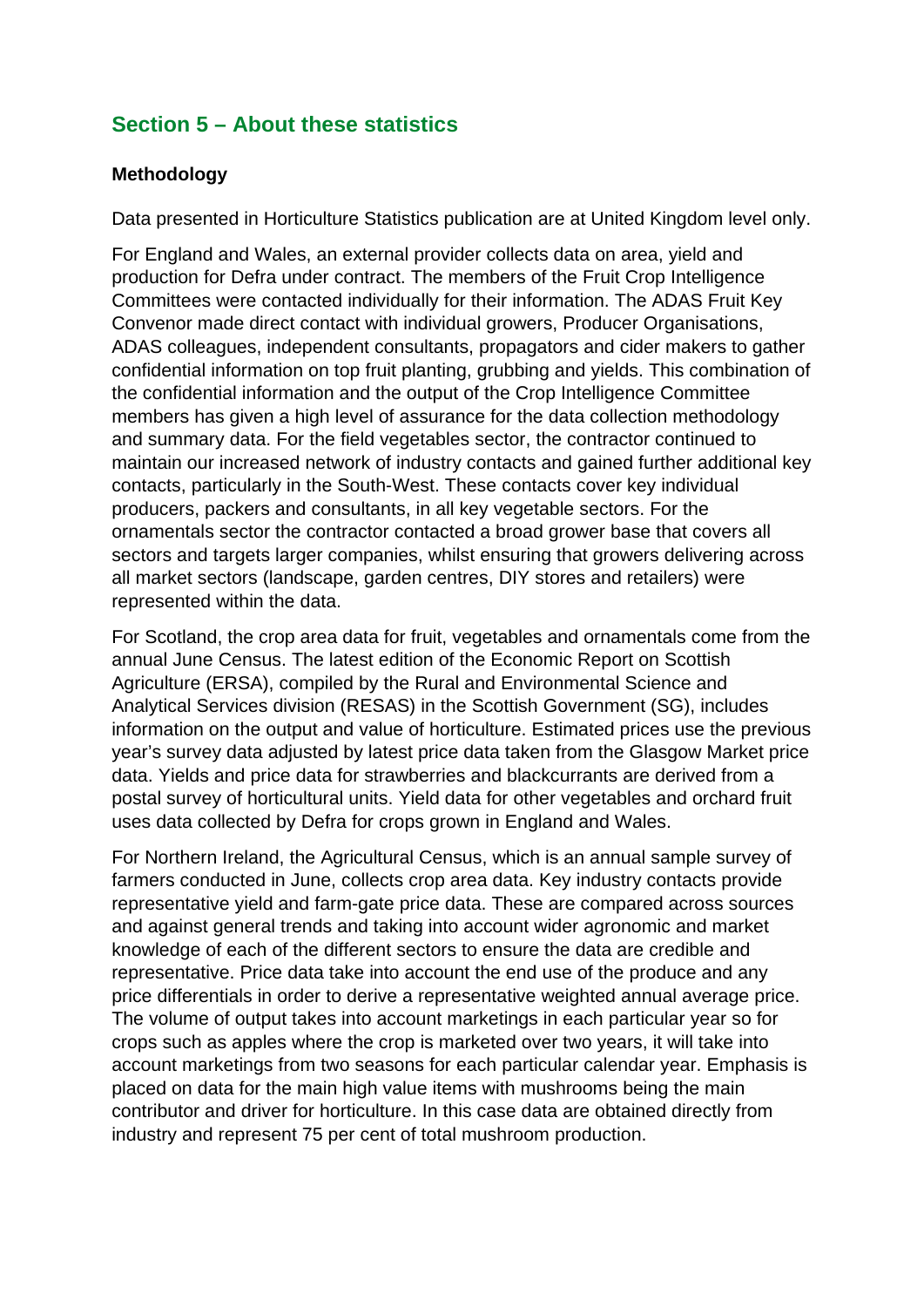## Section 5 – About these statistics

### Methodology

Data presented in Horticulture Statistics publication are at United Kingdom level only.

For England and Wales, an external provider collects data on area, yield and production for Defra under contract. The members of the Fruit Crop Intelligence Committees were contacted individually for their information. The ADAS Fruit Key Convenor made direct contact with individual growers, Producer Organisations, ADAS colleagues, independent consultants, propagators and cider makers to gather confidential information on top fruit planting, grubbing and yields. This combination of the confidential information and the output of the Crop Intelligence Committee members has given a high level of assurance for the data collection methodology and summary data. For the field vegetables sector, the contractor continued to maintain our increased network of industry contacts and gained further additional key contacts, particularly in the South-West. These contacts cover key individual producers, packers and consultants, in all key vegetable sectors. For the ornamentals sector the contractor contacted a broad grower base that covers all sectors and targets larger companies, whilst ensuring that growers delivering across all market sectors (landscape, garden centres, DIY stores and retailers) were represented within the data.

For Scotland, the crop area data for fruit, vegetables and ornamentals come from the annual June Census. The latest edition of the Economic Report on Scottish Agriculture (ERSA), compiled by the Rural and Environmental Science and Analytical Services division (RESAS) in the Scottish Government (SG), includes information on the output and value of horticulture. Estimated prices use the previous year's survey data adjusted by latest price data taken from the Glasgow Market price data. Yields and price data for strawberries and blackcurrants are derived from a postal survey of horticultural units. Yield data for other vegetables and orchard fruit uses data collected by Defra for crops grown in England and Wales.

For Northern Ireland, the Agricultural Census, which is an annual sample survey of farmers conducted in June, collects crop area data. Key industry contacts provide representative yield and farm-gate price data. These are compared across sources and against general trends and taking into account wider agronomic and market knowledge of each of the different sectors to ensure the data are credible and representative. Price data take into account the end use of the produce and any price differentials in order to derive a representative weighted annual average price. The volume of output takes into account marketings in each particular year so for crops such as apples where the crop is marketed over two years, it will take into account marketings from two seasons for each particular calendar year. Emphasis is placed on data for the main high value items with mushrooms being the main contributor and driver for horticulture. In this case data are obtained directly from industry and represent 75 per cent of total mushroom production.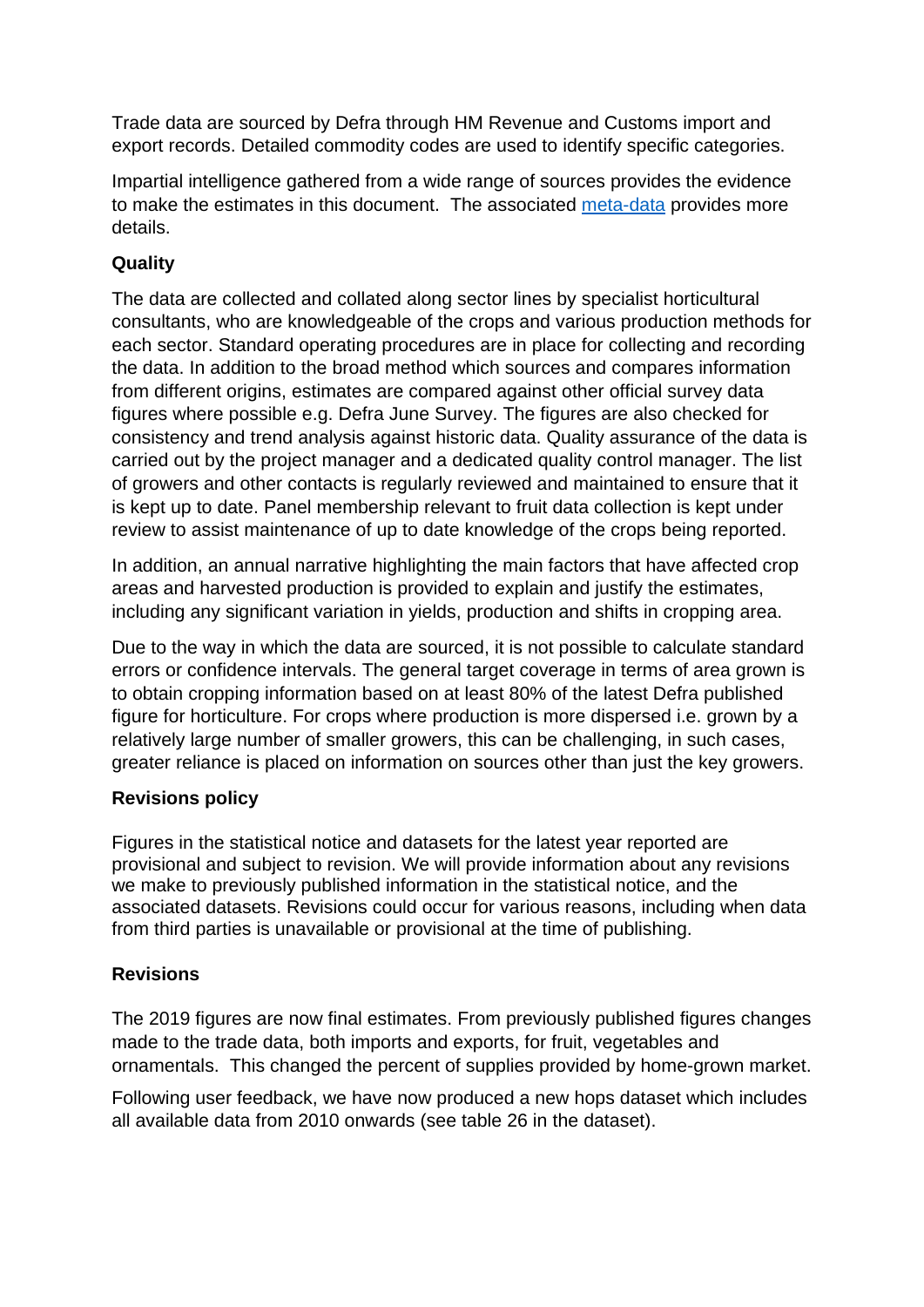Trade data are sourced by Defra through HM Revenue and Customs import and export records. Detailed commodity codes are used to identify specific categories.

Impartial intelligence gathered from a wide range of sources provides the evidence to make the estimates in this document. The associated [meta-data](meta-data) provides more details.

## Quality

The data are collected and collated along sector lines by specialist horticultural consultants, who are knowledgeable of the crops and various production methods for each sector. Standard operating procedures are in place for collecting and recording the data. In addition to the broad method which sources and compares information from different origins, estimates are compared against other official survey data figures where possible e.g. Defra June Survey. The figures are also checked for consistency and trend analysis against historic data. Quality assurance of the data is carried out by the project manager and a dedicated quality control manager. The list of growers and other contacts is regularly reviewed and maintained to ensure that it is kept up to date. Panel membership relevant to fruit data collection is kept under review to assist maintenance of up to date knowledge of the crops being reported.

In addition, an annual narrative highlighting the main factors that have affected crop areas and harvested production is provided to explain and justify the estimates, including any significant variation in yields, production and shifts in cropping area.

Due to the way in which the data are sourced, it is not possible to calculate standard errors or confidence intervals. The general target coverage in terms of area grown is to obtain cropping information based on at least 80% of the latest Defra published figure for horticulture. For crops where production is more dispersed i.e. grown by a relatively large number of smaller growers, this can be challenging, in such cases, greater reliance is placed on information on sources other than just the key growers.

## Revisions policy

Figures in the statistical notice and datasets for the latest year reported are provisional and subject to revision. We will provide information about any revisions we make to previously published information in the statistical notice, and the associated datasets. Revisions could occur for various reasons, including when data from third parties is unavailable or provisional at the time of publishing.

## Revisions

The 2019 figures are now final estimates. From previously published figures changes made to the trade data, both imports and exports, for fruit, vegetables and ornamentals. This changed the percent of supplies provided by home-grown market.

Following user feedback, we have now produced a new hops dataset which includes all available data from 2010 onwards (see table 26 in the dataset).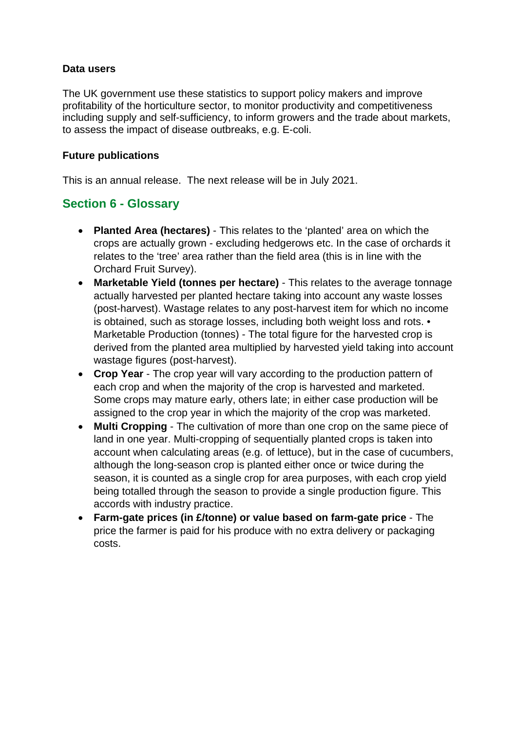**Data users**

The UK government use these statistics to support policy makers and improve profitability of the horticulture sector, to monitor productivity and competitiveness including supply and self-sufficiency, to inform growers and the trade about markets, to assess the impact of disease outbreaks, e.g. E-coli.

**Future publications**

This is an annual release. The next release will be in July 2021.

## Section 6 - Glossary

- **Planted Area (hectares)** - This relates to the 'planted' area on which the crops are actually grown - excluding hedgerows etc. In the case of orchards it relates to the 'tree' area rather than the field area (this is in line with the Orchard Fruit Survey).
- **Marketable Yield (tonnes per hectare)** - This relates to the average tonnage actually harvested per planted hectare taking into account any waste losses (post-harvest). Wastage relates to any post-harvest item for which no income is obtained, such as storage losses, including both weight loss and rots. • Marketable Production (tonnes) - The total figure for the harvested crop is derived from the planted area multiplied by harvested yield taking into account wastage figures (post-harvest).
- **Crop Year** - The crop year will vary according to the production pattern of each crop and when the majority of the crop is harvested and marketed. Some crops may mature early, others late; in either case production will be assigned to the crop year in which the majority of the crop was marketed.
- **Multi Cropping** - The cultivation of more than one crop on the same piece of land in one year. Multi-cropping of sequentially planted crops is taken into account when calculating areas (e.g. of lettuce), but in the case of cucumbers, although the long-season crop is planted either once or twice during the season, it is counted as a single crop for area purposes, with each crop yield being totalled through the season to provide a single production figure. This accords with industry practice.
- **Farm-gate prices (in £/tonne) or value based on farm-gate price** - The price the farmer is paid for his produce with no extra delivery or packaging costs.